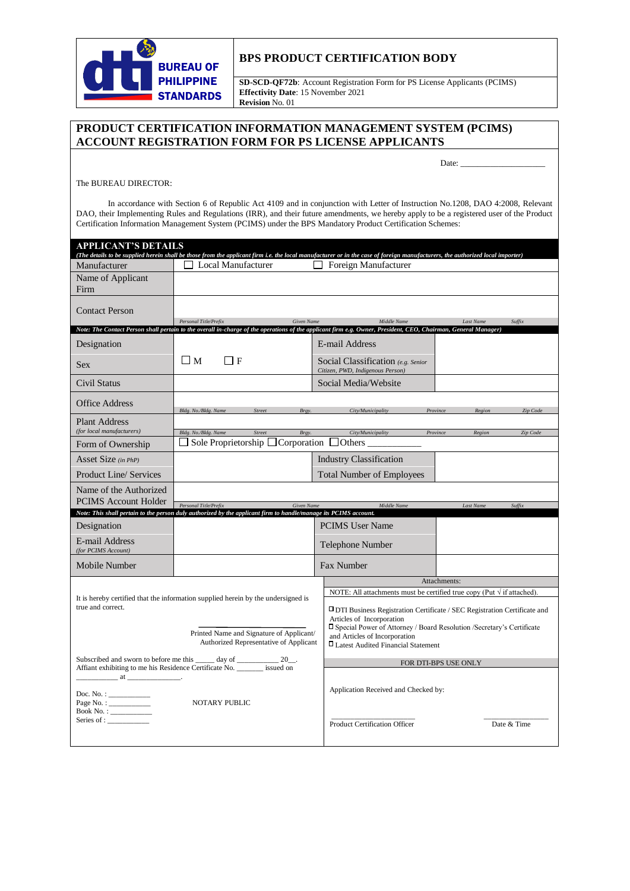**BUREAU OF PHILIPPINE STANDARDS**

## BPS PRODUCT CERTIFICATION BODY

**SD-SCD-QF72b**: Account Registration Form for PS License Applicants (PCIMS)
**Effectivity Date**: 15 November 2021
**Revision** No. 01

# PRODUCT CERTIFICATION INFORMATION MANAGEMENT SYSTEM (PCIMS) ACCOUNT REGISTRATION FORM FOR PS LICENSE APPLICANTS

Date: ____________________

The BUREAU DIRECTOR:

In accordance with Section 6 of Republic Act 4109 and in conjunction with Letter of Instruction No.1208, DAO 4:2008, Relevant DAO, their Implementing Rules and Regulations (IRR), and their future amendments, we hereby apply to be a registered user of the Product Certification Information Management System (PCIMS) under the BPS Mandatory Product Certification Schemes:

## APPLICANT'S DETAILS

*(The details to be supplied herein shall be those from the applicant firm i.e. the local manufacturer or in the case of foreign manufacturers, the authorized local importer)*

| | | | |
|---|---|---|---|
| Manufacturer | ☐ Local Manufacturer ☐ Foreign Manufacturer | | |
| Name of Applicant Firm | | | |
| Contact Person | *Personal Title/Prefix* · *Given Name* · *Middle Name* · *Last Name* · *Suffix* | | |

***Note: The Contact Person shall pertain to the overall in-charge of the operations of the applicant firm e.g. Owner, President, CEO, Chairman, General Manager)***

| | | | |
|---|---|---|---|
| Designation | | E-mail Address | |
| Sex | ☐ M ☐ F | Social Classification *(e.g. Senior Citizen, PWD, Indigenous Person)* | |
| Civil Status | | Social Media/Website | |
| Office Address | *Bldg. No./Bldg. Name* · *Street* · *Brgy.* · *City/Municipality* · *Province* · *Region* · *Zip Code* | | |
| Plant Address *(for local manufacturers)* | *Bldg. No./Bldg. Name* · *Street* · *Brgy.* · *City/Municipality* · *Province* · *Region* · *Zip Code* | | |
| Form of Ownership | ☐ Sole Proprietorship ☐ Corporation ☐ Others ___________ | | |
| Asset Size *(in PhP)* | | Industry Classification | |
| Product Line/ Services | | Total Number of Employees | |
| Name of the Authorized PCIMS Account Holder | *Personal Title/Prefix* · *Given Name* · *Middle Name* · *Last Name* · *Suffix* | | |

***Note: This shall pertain to the person duly authorized by the applicant firm to handle/manage its PCIMS account.***

| | | | |
|---|---|---|---|
| Designation | | PCIMS User Name | |
| E-mail Address *(for PCIMS Account)* | | Telephone Number | |
| Mobile Number | | Fax Number | |

It is hereby certified that the information supplied herein by the undersigned is true and correct.

_______________
Printed Name and Signature of Applicant/
Authorized Representative of Applicant

Subscribed and sworn to before me this _____ day of ___________ 20__.
Affiant exhibiting to me his Residence Certificate No. _______ issued on ___________ at _______________.

Doc. No. : ___________
Page No. : ___________
Book No. : ___________
Series of : ___________

NOTARY PUBLIC

**Attachments:**

NOTE: All attachments must be certified true copy (Put √ if attached).

- ☐ DTI Business Registration Certificate / SEC Registration Certificate and Articles of Incorporation
- ☐ Special Power of Attorney / Board Resolution /Secretary's Certificate and Articles of Incorporation
- ☐ Latest Audited Financial Statement

**FOR DTI-BPS USE ONLY**

Application Received and Checked by:

_______________________ Product Certification Officer

_______________ Date & Time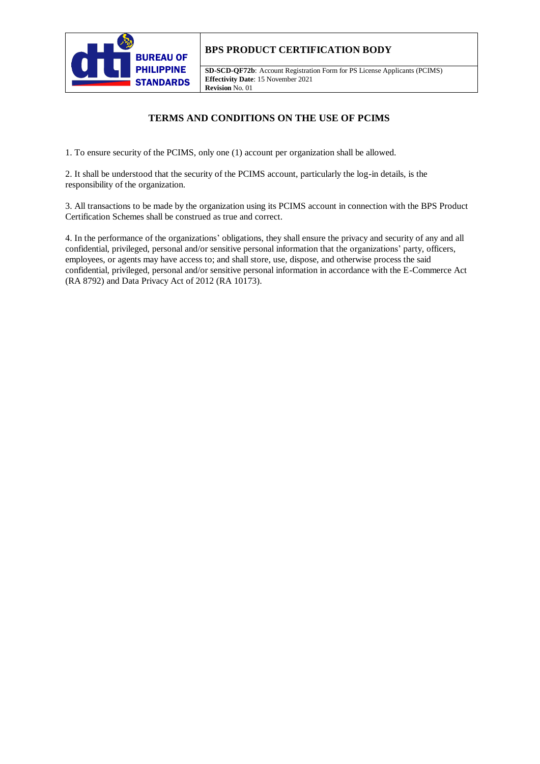## TERMS AND CONDITIONS ON THE USE OF PCIMS

1. To ensure security of the PCIMS, only one (1) account per organization shall be allowed.

2. It shall be understood that the security of the PCIMS account, particularly the log-in details, is the responsibility of the organization.

3. All transactions to be made by the organization using its PCIMS account in connection with the BPS Product Certification Schemes shall be construed as true and correct.

4. In the performance of the organizations' obligations, they shall ensure the privacy and security of any and all confidential, privileged, personal and/or sensitive personal information that the organizations' party, officers, employees, or agents may have access to; and shall store, use, dispose, and otherwise process the said confidential, privileged, personal and/or sensitive personal information in accordance with the E-Commerce Act (RA 8792) and Data Privacy Act of 2012 (RA 10173).